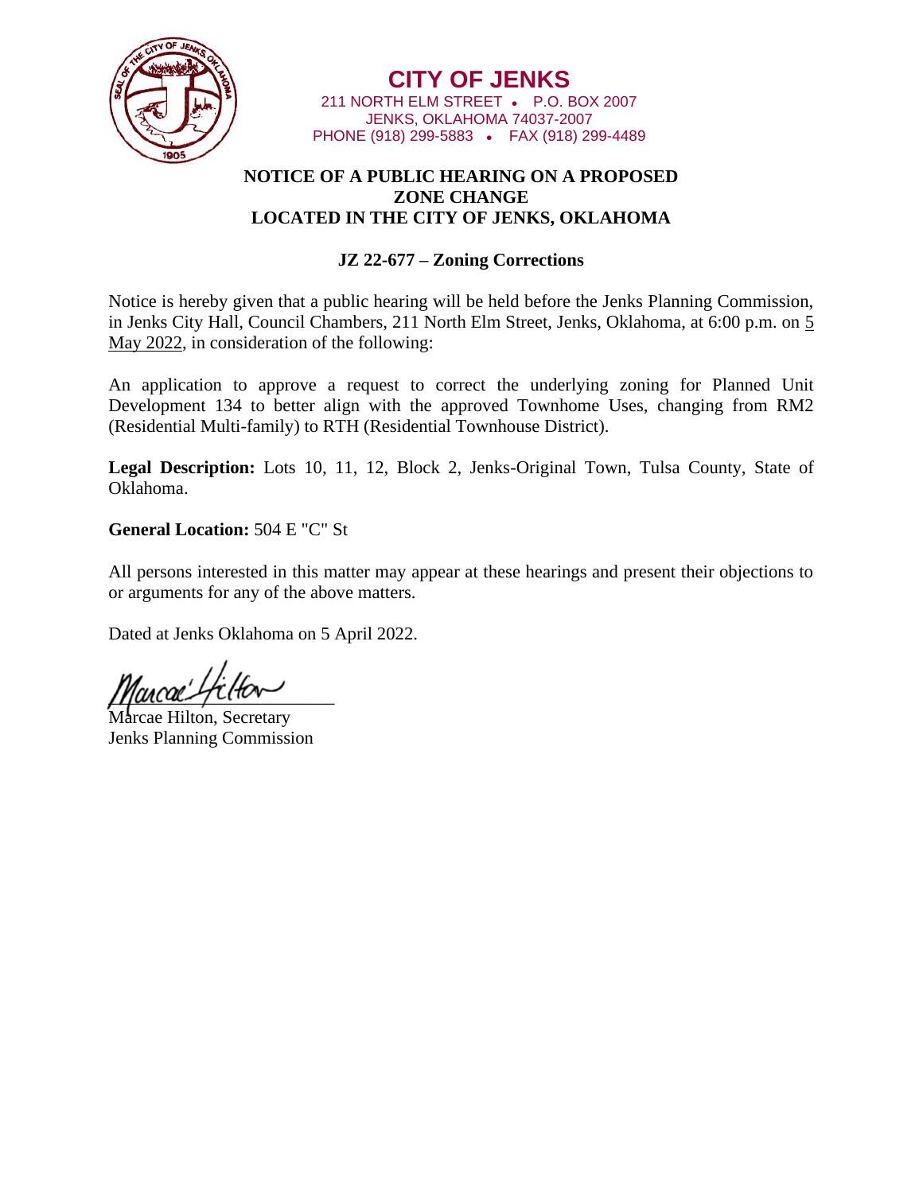# CITY OF JENKS

211 NORTH ELM STREET • P.O. BOX 2007
JENKS, OKLAHOMA 74037-2007
PHONE (918) 299-5883 • FAX (918) 299-4489

## NOTICE OF A PUBLIC HEARING ON A PROPOSED ZONE CHANGE LOCATED IN THE CITY OF JENKS, OKLAHOMA

### JZ 22-677 – Zoning Corrections

Notice is hereby given that a public hearing will be held before the Jenks Planning Commission, in Jenks City Hall, Council Chambers, 211 North Elm Street, Jenks, Oklahoma, at 6:00 p.m. on 5 May 2022, in consideration of the following:

An application to approve a request to correct the underlying zoning for Planned Unit Development 134 to better align with the approved Townhome Uses, changing from RM2 (Residential Multi-family) to RTH (Residential Townhouse District).

**Legal Description:** Lots 10, 11, 12, Block 2, Jenks-Original Town, Tulsa County, State of Oklahoma.

**General Location:** 504 E "C" St

All persons interested in this matter may appear at these hearings and present their objections to or arguments for any of the above matters.

Dated at Jenks Oklahoma on 5 April 2022.

Marcae Hilton, Secretary
Jenks Planning Commission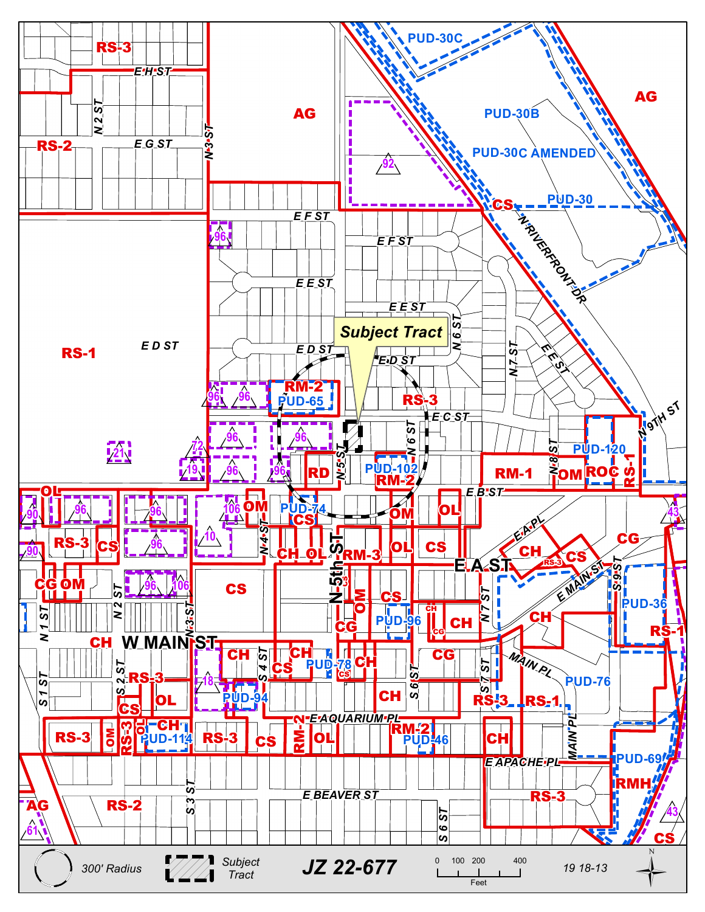Subject Tract

300' Radius

Subject Tract

JZ 22-677

0 100 200 400

Feet

19 18-13